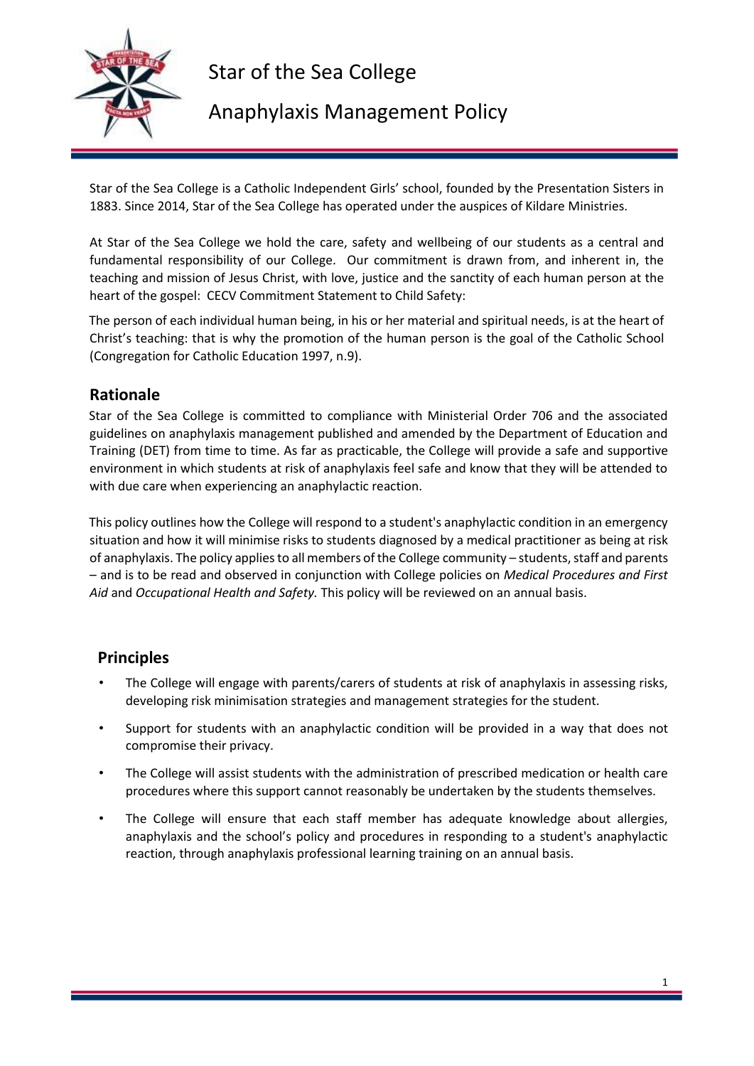# Star of the Sea College

## Anaphylaxis Management Policy

Star of the Sea College is a Catholic Independent Girls' school, founded by the Presentation Sisters in 1883. Since 2014, Star of the Sea College has operated under the auspices of Kildare Ministries.

At Star of the Sea College we hold the care, safety and wellbeing of our students as a central and fundamental responsibility of our College. Our commitment is drawn from, and inherent in, the teaching and mission of Jesus Christ, with love, justice and the sanctity of each human person at the heart of the gospel: CECV Commitment Statement to Child Safety:

The person of each individual human being, in his or her material and spiritual needs, is at the heart of Christ's teaching: that is why the promotion of the human person is the goal of the Catholic School (Congregation for Catholic Education 1997, n.9).

## Rationale

Star of the Sea College is committed to compliance with Ministerial Order 706 and the associated guidelines on anaphylaxis management published and amended by the Department of Education and Training (DET) from time to time. As far as practicable, the College will provide a safe and supportive environment in which students at risk of anaphylaxis feel safe and know that they will be attended to with due care when experiencing an anaphylactic reaction.

This policy outlines how the College will respond to a student's anaphylactic condition in an emergency situation and how it will minimise risks to students diagnosed by a medical practitioner as being at risk of anaphylaxis. The policy applies to all members of the College community – students, staff and parents – and is to be read and observed in conjunction with College policies on *Medical Procedures and First Aid* and *Occupational Health and Safety.* This policy will be reviewed on an annual basis.

## Principles

- The College will engage with parents/carers of students at risk of anaphylaxis in assessing risks, developing risk minimisation strategies and management strategies for the student.
- Support for students with an anaphylactic condition will be provided in a way that does not compromise their privacy.
- The College will assist students with the administration of prescribed medication or health care procedures where this support cannot reasonably be undertaken by the students themselves.
- The College will ensure that each staff member has adequate knowledge about allergies, anaphylaxis and the school's policy and procedures in responding to a student's anaphylactic reaction, through anaphylaxis professional learning training on an annual basis.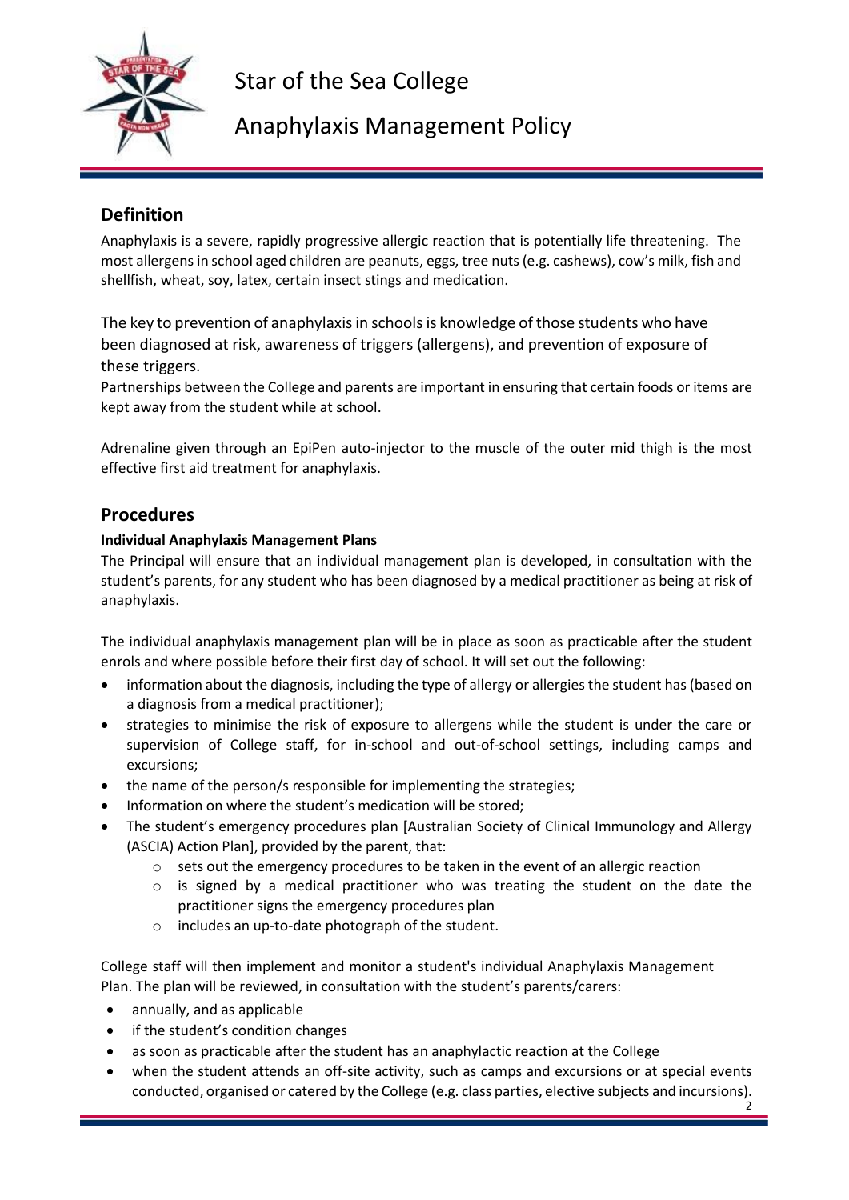## Definition

Anaphylaxis is a severe, rapidly progressive allergic reaction that is potentially life threatening. The most allergens in school aged children are peanuts, eggs, tree nuts (e.g. cashews), cow's milk, fish and shellfish, wheat, soy, latex, certain insect stings and medication.

The key to prevention of anaphylaxis in schools is knowledge of those students who have been diagnosed at risk, awareness of triggers (allergens), and prevention of exposure of these triggers.
Partnerships between the College and parents are important in ensuring that certain foods or items are kept away from the student while at school.

Adrenaline given through an EpiPen auto-injector to the muscle of the outer mid thigh is the most effective first aid treatment for anaphylaxis.

## Procedures

**Individual Anaphylaxis Management Plans**

The Principal will ensure that an individual management plan is developed, in consultation with the student's parents, for any student who has been diagnosed by a medical practitioner as being at risk of anaphylaxis.

The individual anaphylaxis management plan will be in place as soon as practicable after the student enrols and where possible before their first day of school. It will set out the following:

- information about the diagnosis, including the type of allergy or allergies the student has (based on a diagnosis from a medical practitioner);
- strategies to minimise the risk of exposure to allergens while the student is under the care or supervision of College staff, for in-school and out-of-school settings, including camps and excursions;
- the name of the person/s responsible for implementing the strategies;
- Information on where the student's medication will be stored;
- The student's emergency procedures plan [Australian Society of Clinical Immunology and Allergy (ASCIA) Action Plan], provided by the parent, that:
  - sets out the emergency procedures to be taken in the event of an allergic reaction
  - is signed by a medical practitioner who was treating the student on the date the practitioner signs the emergency procedures plan
  - includes an up-to-date photograph of the student.

College staff will then implement and monitor a student's individual Anaphylaxis Management Plan. The plan will be reviewed, in consultation with the student's parents/carers:

- annually, and as applicable
- if the student's condition changes
- as soon as practicable after the student has an anaphylactic reaction at the College
- when the student attends an off-site activity, such as camps and excursions or at special events conducted, organised or catered by the College (e.g. class parties, elective subjects and incursions).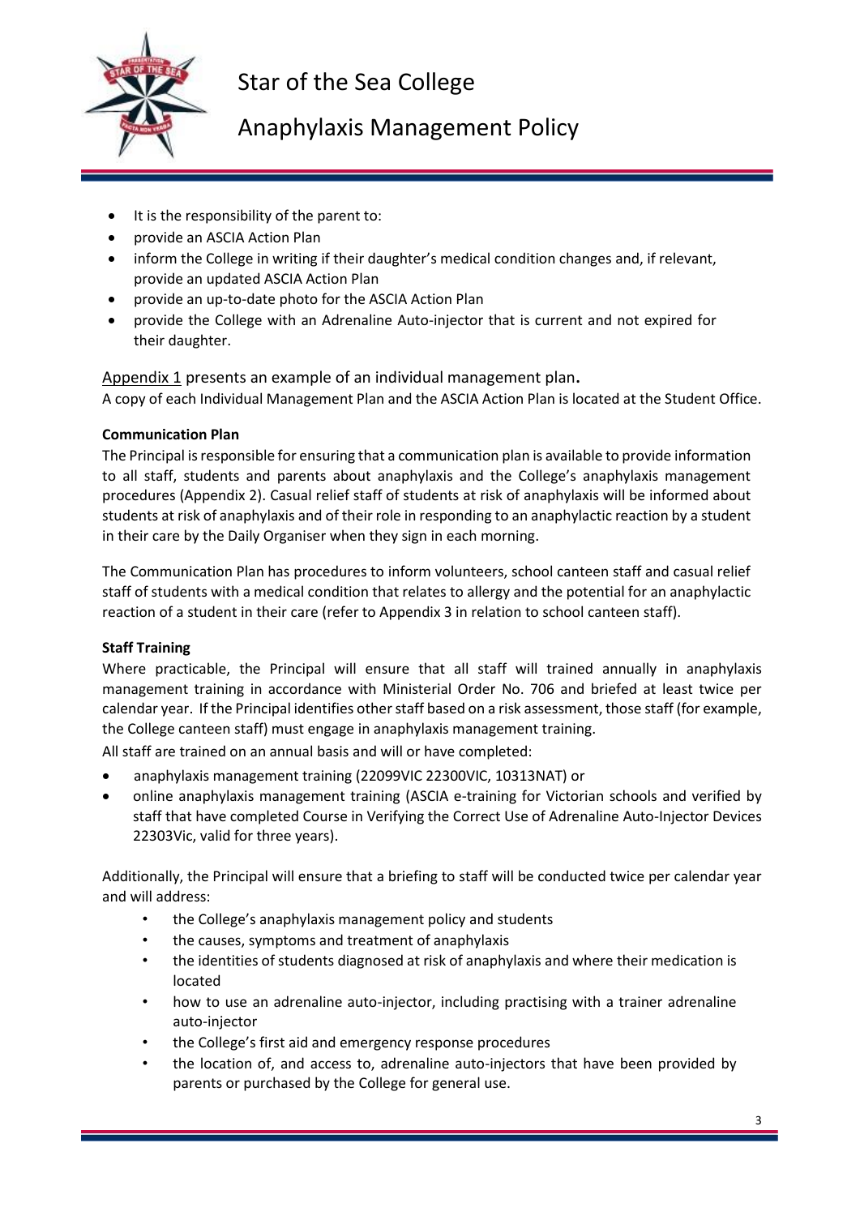- It is the responsibility of the parent to:
- provide an ASCIA Action Plan
- inform the College in writing if their daughter's medical condition changes and, if relevant, provide an updated ASCIA Action Plan
- provide an up-to-date photo for the ASCIA Action Plan
- provide the College with an Adrenaline Auto-injector that is current and not expired for their daughter.

Appendix 1 presents an example of an individual management plan.

A copy of each Individual Management Plan and the ASCIA Action Plan is located at the Student Office.

**Communication Plan**

The Principal is responsible for ensuring that a communication plan is available to provide information to all staff, students and parents about anaphylaxis and the College's anaphylaxis management procedures (Appendix 2). Casual relief staff of students at risk of anaphylaxis will be informed about students at risk of anaphylaxis and of their role in responding to an anaphylactic reaction by a student in their care by the Daily Organiser when they sign in each morning.

The Communication Plan has procedures to inform volunteers, school canteen staff and casual relief staff of students with a medical condition that relates to allergy and the potential for an anaphylactic reaction of a student in their care (refer to Appendix 3 in relation to school canteen staff).

**Staff Training**

Where practicable, the Principal will ensure that all staff will trained annually in anaphylaxis management training in accordance with Ministerial Order No. 706 and briefed at least twice per calendar year. If the Principal identifies other staff based on a risk assessment, those staff (for example, the College canteen staff) must engage in anaphylaxis management training.

All staff are trained on an annual basis and will or have completed:

- anaphylaxis management training (22099VIC 22300VIC, 10313NAT) or
- online anaphylaxis management training (ASCIA e-training for Victorian schools and verified by staff that have completed Course in Verifying the Correct Use of Adrenaline Auto-Injector Devices 22303Vic, valid for three years).

Additionally, the Principal will ensure that a briefing to staff will be conducted twice per calendar year and will address:

- the College's anaphylaxis management policy and students
- the causes, symptoms and treatment of anaphylaxis
- the identities of students diagnosed at risk of anaphylaxis and where their medication is located
- how to use an adrenaline auto-injector, including practising with a trainer adrenaline auto-injector
- the College's first aid and emergency response procedures
- the location of, and access to, adrenaline auto-injectors that have been provided by parents or purchased by the College for general use.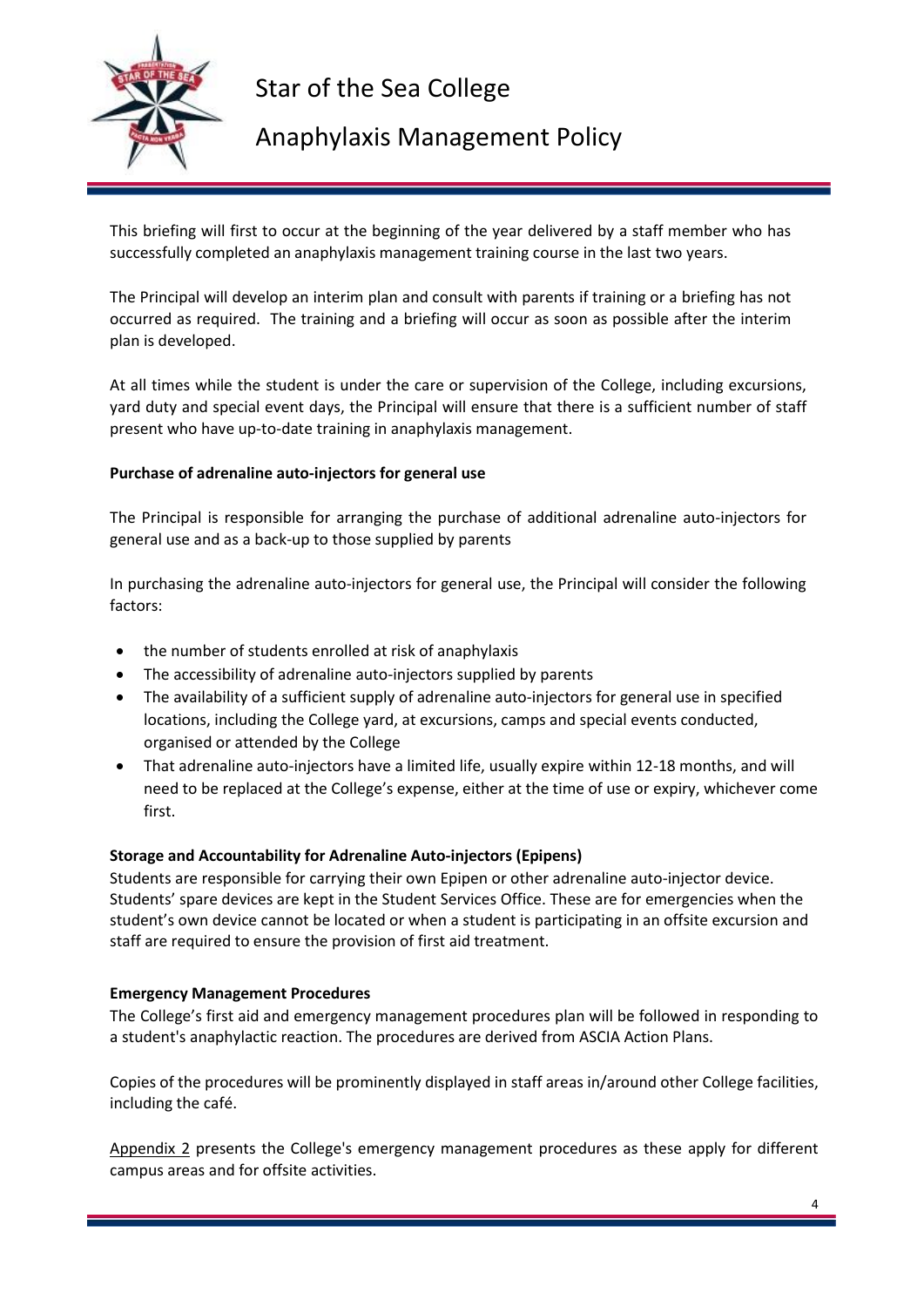This briefing will first to occur at the beginning of the year delivered by a staff member who has successfully completed an anaphylaxis management training course in the last two years.

The Principal will develop an interim plan and consult with parents if training or a briefing has not occurred as required. The training and a briefing will occur as soon as possible after the interim plan is developed.

At all times while the student is under the care or supervision of the College, including excursions, yard duty and special event days, the Principal will ensure that there is a sufficient number of staff present who have up-to-date training in anaphylaxis management.

**Purchase of adrenaline auto-injectors for general use**

The Principal is responsible for arranging the purchase of additional adrenaline auto-injectors for general use and as a back-up to those supplied by parents

In purchasing the adrenaline auto-injectors for general use, the Principal will consider the following factors:

- the number of students enrolled at risk of anaphylaxis
- The accessibility of adrenaline auto-injectors supplied by parents
- The availability of a sufficient supply of adrenaline auto-injectors for general use in specified locations, including the College yard, at excursions, camps and special events conducted, organised or attended by the College
- That adrenaline auto-injectors have a limited life, usually expire within 12-18 months, and will need to be replaced at the College's expense, either at the time of use or expiry, whichever come first.

**Storage and Accountability for Adrenaline Auto-injectors (Epipens)**

Students are responsible for carrying their own Epipen or other adrenaline auto-injector device. Students' spare devices are kept in the Student Services Office. These are for emergencies when the student's own device cannot be located or when a student is participating in an offsite excursion and staff are required to ensure the provision of first aid treatment.

**Emergency Management Procedures**

The College's first aid and emergency management procedures plan will be followed in responding to a student's anaphylactic reaction. The procedures are derived from ASCIA Action Plans.

Copies of the procedures will be prominently displayed in staff areas in/around other College facilities, including the café.

Appendix 2 presents the College's emergency management procedures as these apply for different campus areas and for offsite activities.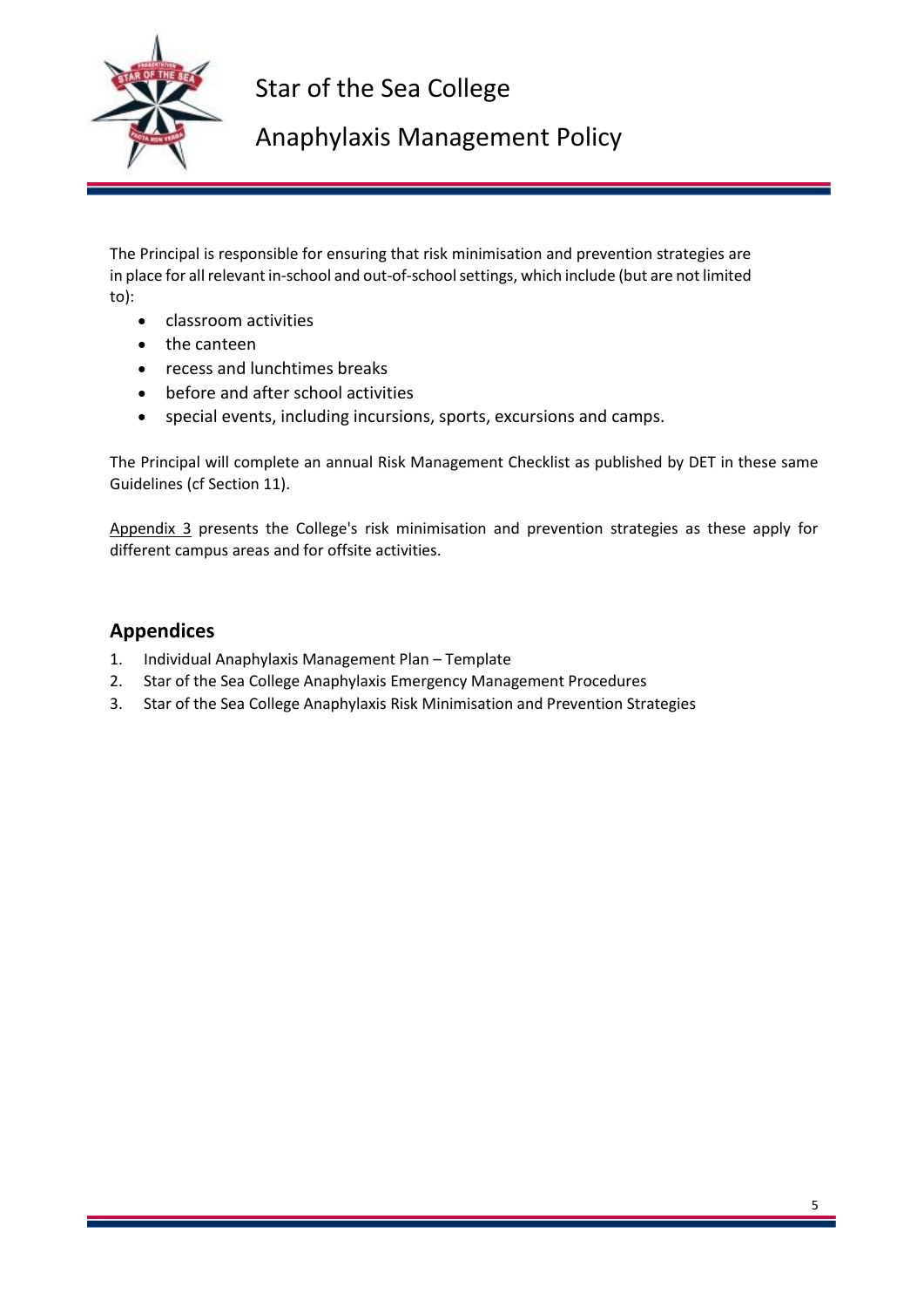The Principal is responsible for ensuring that risk minimisation and prevention strategies are in place for all relevant in-school and out-of-school settings, which include (but are not limited to):

- classroom activities
- the canteen
- recess and lunchtimes breaks
- before and after school activities
- special events, including incursions, sports, excursions and camps.

The Principal will complete an annual Risk Management Checklist as published by DET in these same Guidelines (cf Section 11).

Appendix 3 presents the College's risk minimisation and prevention strategies as these apply for different campus areas and for offsite activities.

## Appendices

1. Individual Anaphylaxis Management Plan – Template
2. Star of the Sea College Anaphylaxis Emergency Management Procedures
3. Star of the Sea College Anaphylaxis Risk Minimisation and Prevention Strategies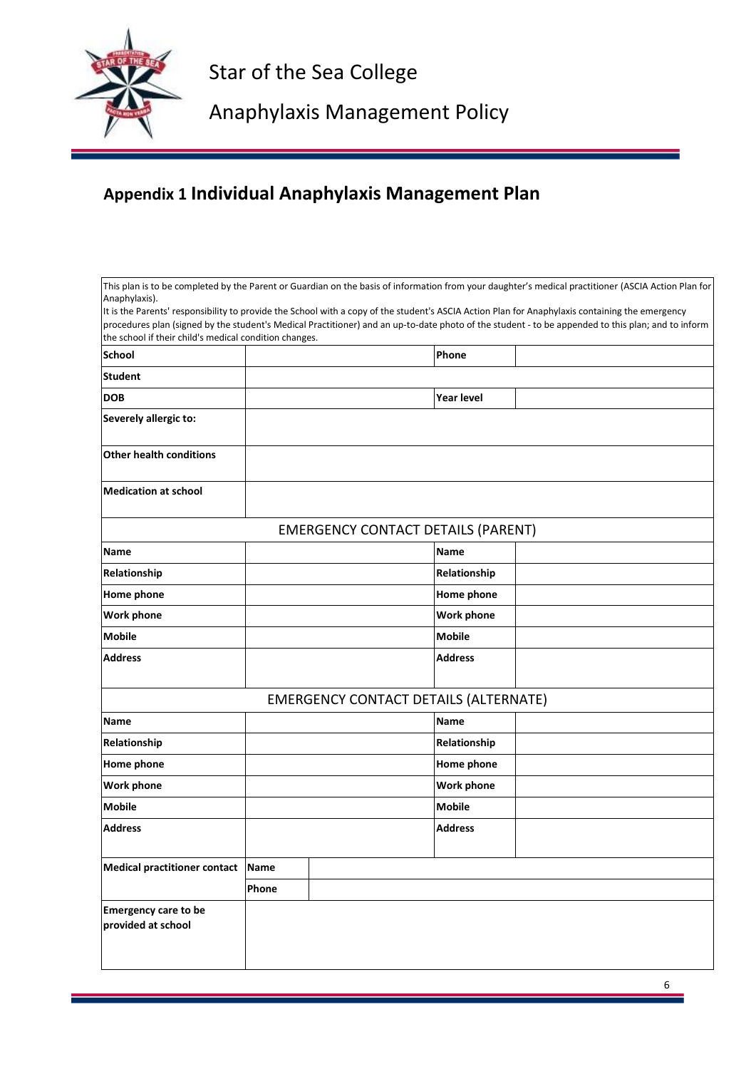## Appendix 1 Individual Anaphylaxis Management Plan

This plan is to be completed by the Parent or Guardian on the basis of information from your daughter's medical practitioner (ASCIA Action Plan for Anaphylaxis).

It is the Parents' responsibility to provide the School with a copy of the student's ASCIA Action Plan for Anaphylaxis containing the emergency procedures plan (signed by the student's Medical Practitioner) and an up-to-date photo of the student - to be appended to this plan; and to inform the school if their child's medical condition changes.

| | | | |
|---|---|---|---|
| **School** | | **Phone** | |
| **Student** | | | |
| **DOB** | | **Year level** | |
| **Severely allergic to:** | | | |
| **Other health conditions** | | | |
| **Medication at school** | | | |

**EMERGENCY CONTACT DETAILS (PARENT)**

| | | | |
|---|---|---|---|
| **Name** | | **Name** | |
| **Relationship** | | **Relationship** | |
| **Home phone** | | **Home phone** | |
| **Work phone** | | **Work phone** | |
| **Mobile** | | **Mobile** | |
| **Address** | | **Address** | |

**EMERGENCY CONTACT DETAILS (ALTERNATE)**

| | | | |
|---|---|---|---|
| **Name** | | **Name** | |
| **Relationship** | | **Relationship** | |
| **Home phone** | | **Home phone** | |
| **Work phone** | | **Work phone** | |
| **Mobile** | | **Mobile** | |
| **Address** | | **Address** | |

| | | |
|---|---|---|
| **Medical practitioner contact** | **Name** | |
| | **Phone** | |
| **Emergency care to be provided at school** | | |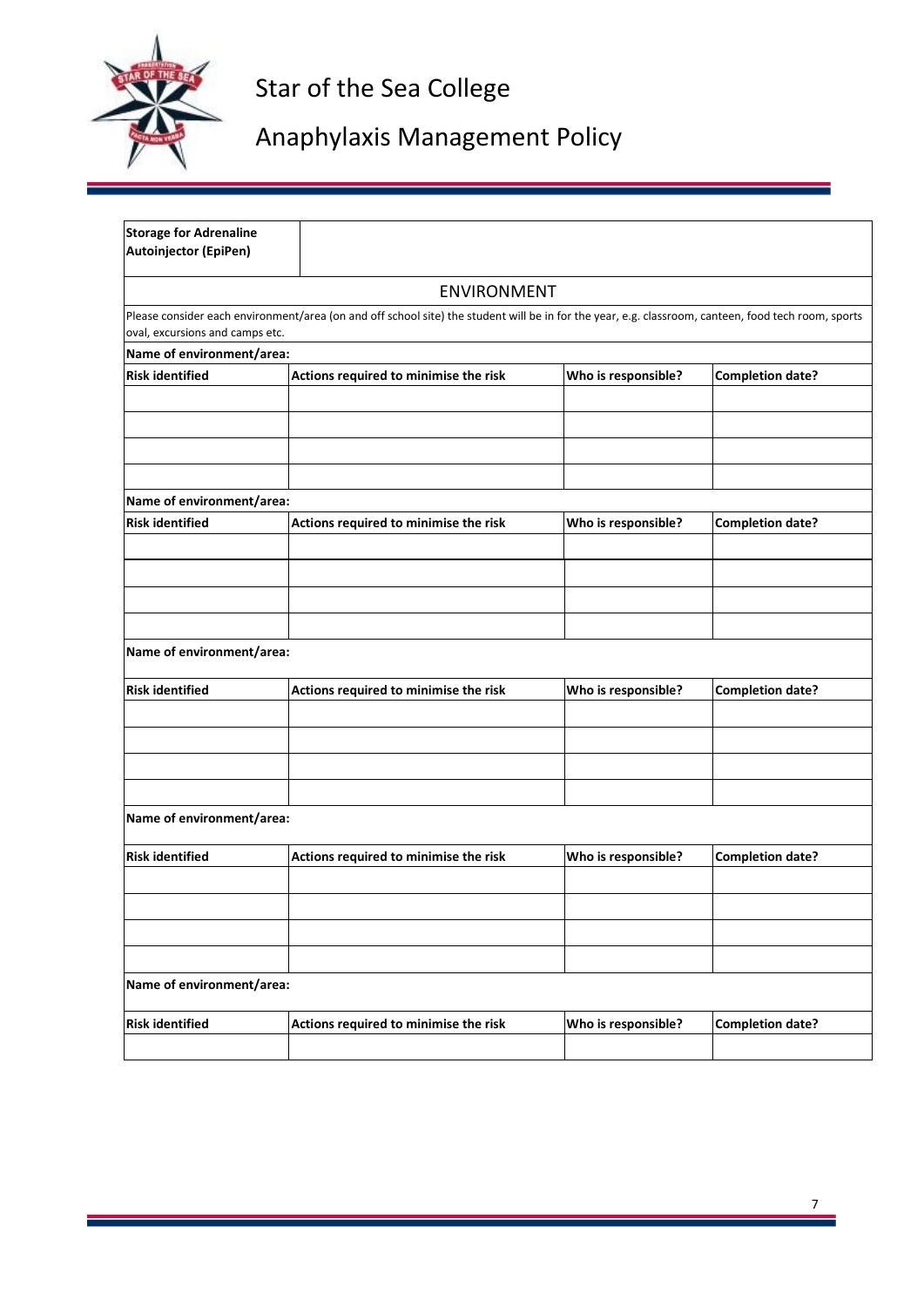| Storage for Adrenaline Autoinjector (EpiPen) | |
|---|---|

## ENVIRONMENT

Please consider each environment/area (on and off school site) the student will be in for the year, e.g. classroom, canteen, food tech room, sports oval, excursions and camps etc.

**Name of environment/area:**

| Risk identified | Actions required to minimise the risk | Who is responsible? | Completion date? |
|---|---|---|---|
| | | | |
| | | | |
| | | | |
| | | | |

**Name of environment/area:**

| Risk identified | Actions required to minimise the risk | Who is responsible? | Completion date? |
|---|---|---|---|
| | | | |
| | | | |
| | | | |
| | | | |

**Name of environment/area:**

| Risk identified | Actions required to minimise the risk | Who is responsible? | Completion date? |
|---|---|---|---|
| | | | |
| | | | |
| | | | |
| | | | |

**Name of environment/area:**

| Risk identified | Actions required to minimise the risk | Who is responsible? | Completion date? |
|---|---|---|---|
| | | | |
| | | | |
| | | | |
| | | | |

**Name of environment/area:**

| Risk identified | Actions required to minimise the risk | Who is responsible? | Completion date? |
|---|---|---|---|
| | | | |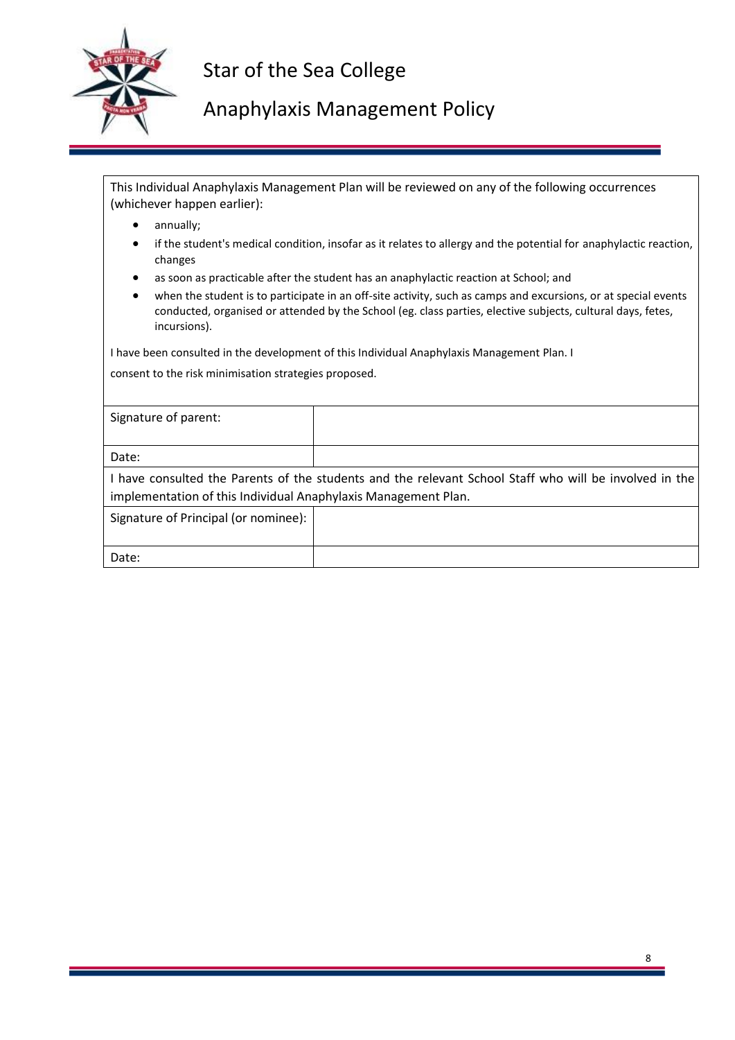This Individual Anaphylaxis Management Plan will be reviewed on any of the following occurrences (whichever happen earlier):

- annually;
- if the student's medical condition, insofar as it relates to allergy and the potential for anaphylactic reaction, changes
- as soon as practicable after the student has an anaphylactic reaction at School; and
- when the student is to participate in an off-site activity, such as camps and excursions, or at special events conducted, organised or attended by the School (eg. class parties, elective subjects, cultural days, fetes, incursions).

I have been consulted in the development of this Individual Anaphylaxis Management Plan. I

consent to the risk minimisation strategies proposed.

| | |
|---|---|
| Signature of parent: | |
| Date: | |

I have consulted the Parents of the students and the relevant School Staff who will be involved in the implementation of this Individual Anaphylaxis Management Plan.

| | |
|---|---|
| Signature of Principal (or nominee): | |
| Date: | |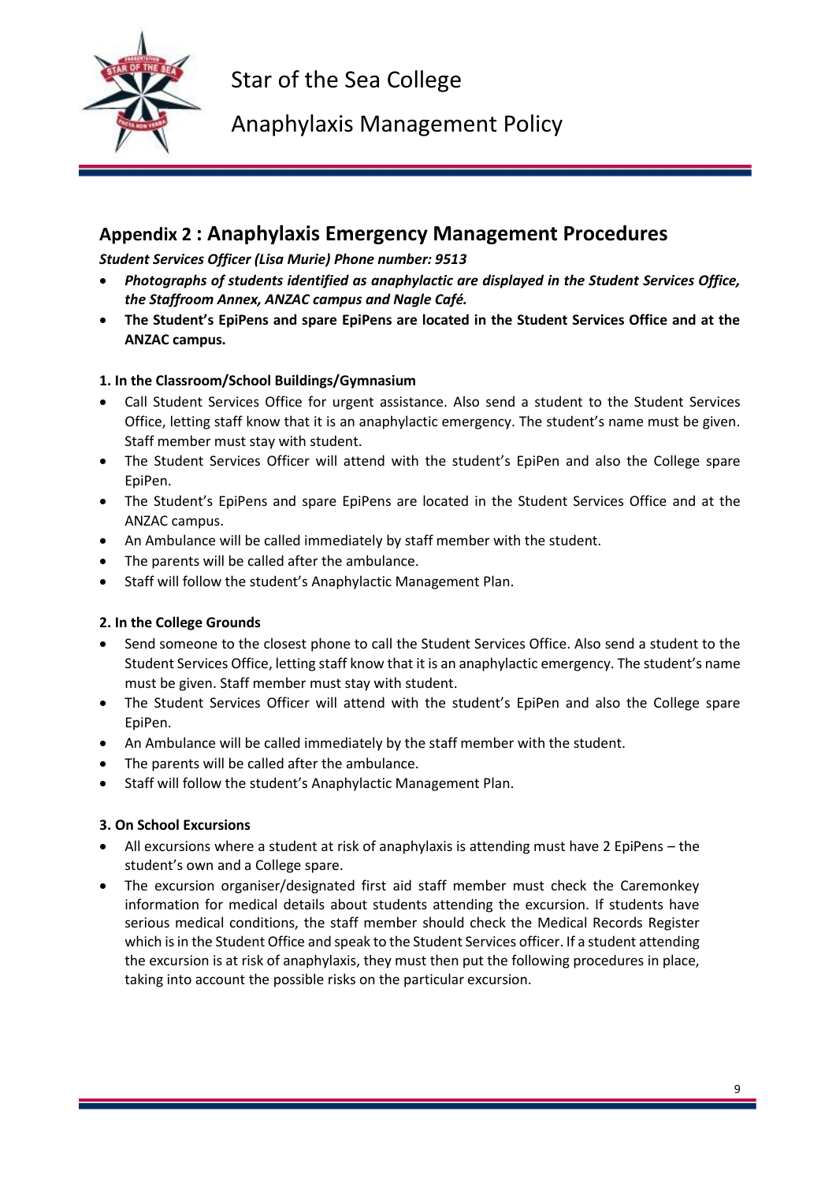## Appendix 2 : Anaphylaxis Emergency Management Procedures

***Student Services Officer (Lisa Murie) Phone number: 9513***

- ***Photographs of students identified as anaphylactic are displayed in the Student Services Office, the Staffroom Annex, ANZAC campus and Nagle Café.***
- **The Student's EpiPens and spare EpiPens are located in the Student Services Office and at the ANZAC campus.**

**1. In the Classroom/School Buildings/Gymnasium**

- Call Student Services Office for urgent assistance. Also send a student to the Student Services Office, letting staff know that it is an anaphylactic emergency. The student's name must be given. Staff member must stay with student.
- The Student Services Officer will attend with the student's EpiPen and also the College spare EpiPen.
- The Student's EpiPens and spare EpiPens are located in the Student Services Office and at the ANZAC campus.
- An Ambulance will be called immediately by staff member with the student.
- The parents will be called after the ambulance.
- Staff will follow the student's Anaphylactic Management Plan.

**2. In the College Grounds**

- Send someone to the closest phone to call the Student Services Office. Also send a student to the Student Services Office, letting staff know that it is an anaphylactic emergency. The student's name must be given. Staff member must stay with student.
- The Student Services Officer will attend with the student's EpiPen and also the College spare EpiPen.
- An Ambulance will be called immediately by the staff member with the student.
- The parents will be called after the ambulance.
- Staff will follow the student's Anaphylactic Management Plan.

**3. On School Excursions**

- All excursions where a student at risk of anaphylaxis is attending must have 2 EpiPens – the student's own and a College spare.
- The excursion organiser/designated first aid staff member must check the Caremonkey information for medical details about students attending the excursion. If students have serious medical conditions, the staff member should check the Medical Records Register which is in the Student Office and speak to the Student Services officer. If a student attending the excursion is at risk of anaphylaxis, they must then put the following procedures in place, taking into account the possible risks on the particular excursion.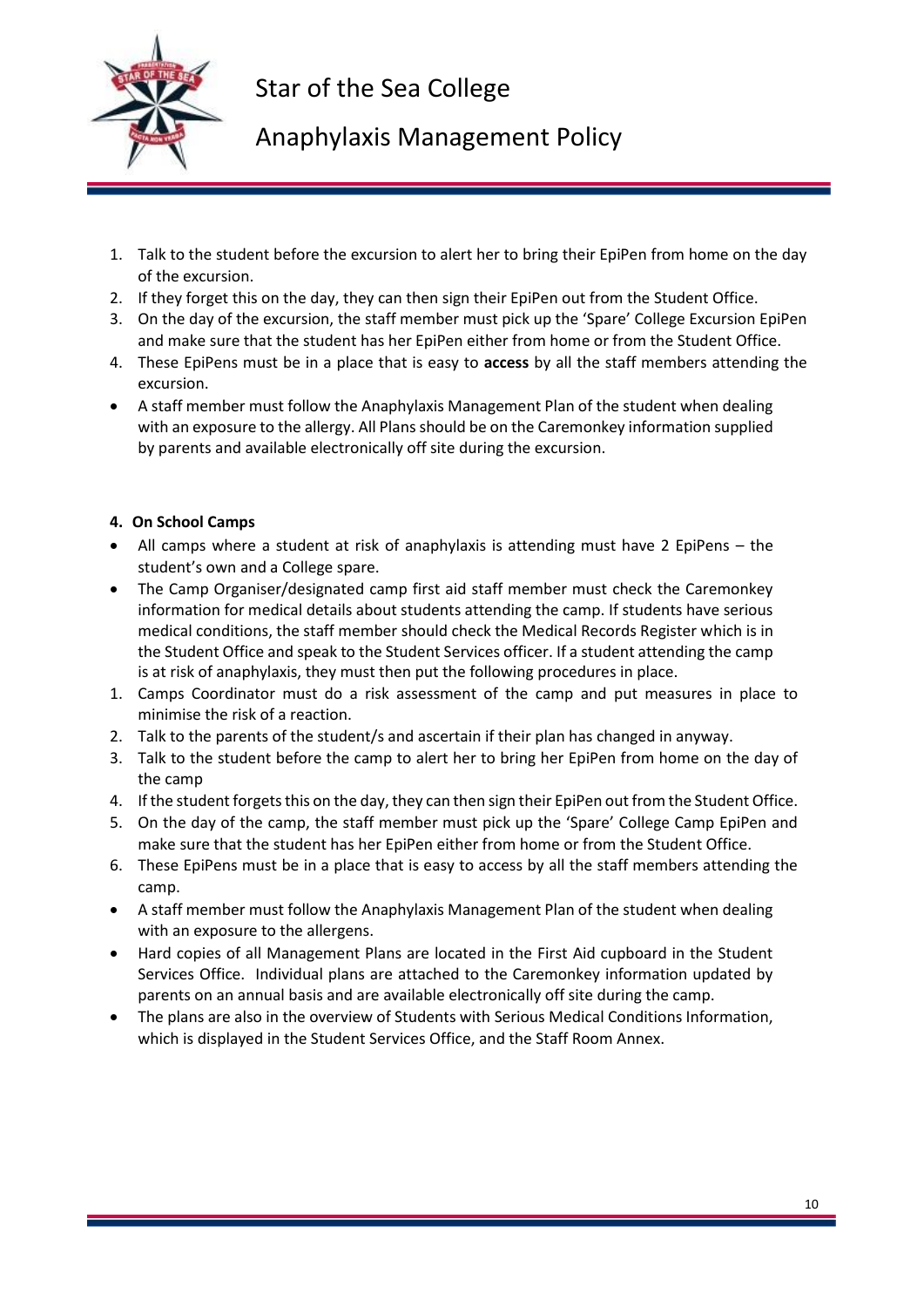1. Talk to the student before the excursion to alert her to bring their EpiPen from home on the day of the excursion.
2. If they forget this on the day, they can then sign their EpiPen out from the Student Office.
3. On the day of the excursion, the staff member must pick up the 'Spare' College Excursion EpiPen and make sure that the student has her EpiPen either from home or from the Student Office.
4. These EpiPens must be in a place that is easy to **access** by all the staff members attending the excursion.

- A staff member must follow the Anaphylaxis Management Plan of the student when dealing with an exposure to the allergy. All Plans should be on the Caremonkey information supplied by parents and available electronically off site during the excursion.

#### 4. On School Camps

- All camps where a student at risk of anaphylaxis is attending must have 2 EpiPens – the student's own and a College spare.
- The Camp Organiser/designated camp first aid staff member must check the Caremonkey information for medical details about students attending the camp. If students have serious medical conditions, the staff member should check the Medical Records Register which is in the Student Office and speak to the Student Services officer. If a student attending the camp is at risk of anaphylaxis, they must then put the following procedures in place.

1. Camps Coordinator must do a risk assessment of the camp and put measures in place to minimise the risk of a reaction.
2. Talk to the parents of the student/s and ascertain if their plan has changed in anyway.
3. Talk to the student before the camp to alert her to bring her EpiPen from home on the day of the camp
4. If the student forgets this on the day, they can then sign their EpiPen out from the Student Office.
5. On the day of the camp, the staff member must pick up the 'Spare' College Camp EpiPen and make sure that the student has her EpiPen either from home or from the Student Office.
6. These EpiPens must be in a place that is easy to access by all the staff members attending the camp.

- A staff member must follow the Anaphylaxis Management Plan of the student when dealing with an exposure to the allergens.
- Hard copies of all Management Plans are located in the First Aid cupboard in the Student Services Office. Individual plans are attached to the Caremonkey information updated by parents on an annual basis and are available electronically off site during the camp.
- The plans are also in the overview of Students with Serious Medical Conditions Information, which is displayed in the Student Services Office, and the Staff Room Annex.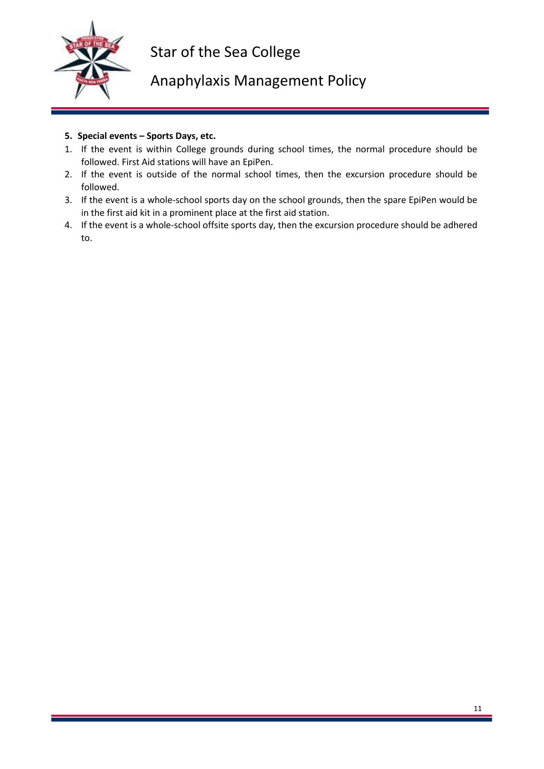**5. Special events – Sports Days, etc.**

1. If the event is within College grounds during school times, the normal procedure should be followed. First Aid stations will have an EpiPen.
2. If the event is outside of the normal school times, then the excursion procedure should be followed.
3. If the event is a whole-school sports day on the school grounds, then the spare EpiPen would be in the first aid kit in a prominent place at the first aid station.
4. If the event is a whole-school offsite sports day, then the excursion procedure should be adhered to.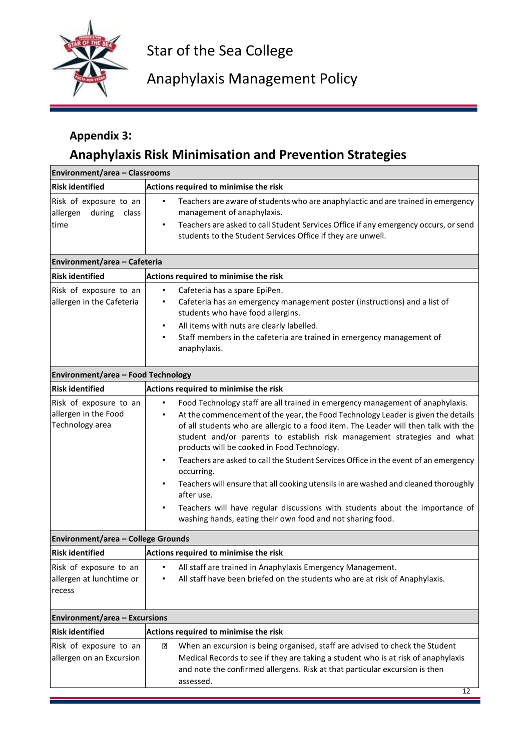## Appendix 3:

## Anaphylaxis Risk Minimisation and Prevention Strategies

| Environment/area – Classrooms | |
|---|---|
| **Risk identified** | **Actions required to minimise the risk** |
| Risk of exposure to an allergen during class time | • Teachers are aware of students who are anaphylactic and are trained in emergency management of anaphylaxis.<br>• Teachers are asked to call Student Services Office if any emergency occurs, or send students to the Student Services Office if they are unwell. |
| **Environment/area – Cafeteria** | |
| **Risk identified** | **Actions required to minimise the risk** |
| Risk of exposure to an allergen in the Cafeteria | • Cafeteria has a spare EpiPen.<br>• Cafeteria has an emergency management poster (instructions) and a list of students who have food allergins.<br>• All items with nuts are clearly labelled.<br>• Staff members in the cafeteria are trained in emergency management of anaphylaxis. |
| **Environment/area – Food Technology** | |
| **Risk identified** | **Actions required to minimise the risk** |
| Risk of exposure to an allergen in the Food Technology area | • Food Technology staff are all trained in emergency management of anaphylaxis.<br>• At the commencement of the year, the Food Technology Leader is given the details of all students who are allergic to a food item. The Leader will then talk with the student and/or parents to establish risk management strategies and what products will be cooked in Food Technology.<br>• Teachers are asked to call the Student Services Office in the event of an emergency occurring.<br>• Teachers will ensure that all cooking utensils in are washed and cleaned thoroughly after use.<br>• Teachers will have regular discussions with students about the importance of washing hands, eating their own food and not sharing food. |
| **Environment/area – College Grounds** | |
| **Risk identified** | **Actions required to minimise the risk** |
| Risk of exposure to an allergen at lunchtime or recess | • All staff are trained in Anaphylaxis Emergency Management.<br>• All staff have been briefed on the students who are at risk of Anaphylaxis. |
| **Environment/area – Excursions** | |
| **Risk identified** | **Actions required to minimise the risk** |
| Risk of exposure to an allergen on an Excursion | • When an excursion is being organised, staff are advised to check the Student Medical Records to see if they are taking a student who is at risk of anaphylaxis and note the confirmed allergens. Risk at that particular excursion is then assessed. |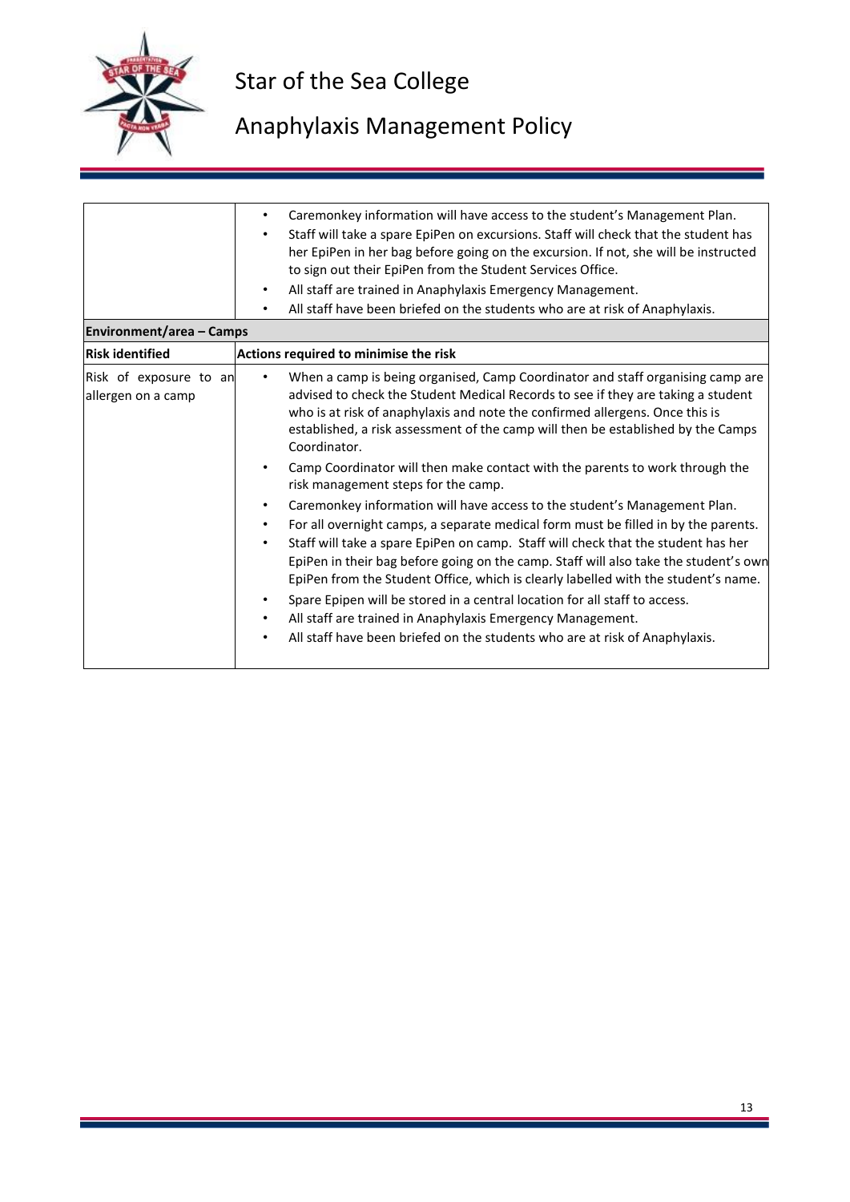| | |
|---|---|
| | • Caremonkey information will have access to the student's Management Plan.<br>• Staff will take a spare EpiPen on excursions. Staff will check that the student has her EpiPen in her bag before going on the excursion. If not, she will be instructed to sign out their EpiPen from the Student Services Office.<br>• All staff are trained in Anaphylaxis Emergency Management.<br>• All staff have been briefed on the students who are at risk of Anaphylaxis. |
| **Environment/area – Camps** | |
| **Risk identified** | **Actions required to minimise the risk** |
| Risk of exposure to an allergen on a camp | • When a camp is being organised, Camp Coordinator and staff organising camp are advised to check the Student Medical Records to see if they are taking a student who is at risk of anaphylaxis and note the confirmed allergens. Once this is established, a risk assessment of the camp will then be established by the Camps Coordinator.<br>• Camp Coordinator will then make contact with the parents to work through the risk management steps for the camp.<br>• Caremonkey information will have access to the student's Management Plan.<br>• For all overnight camps, a separate medical form must be filled in by the parents.<br>• Staff will take a spare EpiPen on camp. Staff will check that the student has her EpiPen in their bag before going on the camp. Staff will also take the student's own EpiPen from the Student Office, which is clearly labelled with the student's name.<br>• Spare Epipen will be stored in a central location for all staff to access.<br>• All staff are trained in Anaphylaxis Emergency Management.<br>• All staff have been briefed on the students who are at risk of Anaphylaxis. |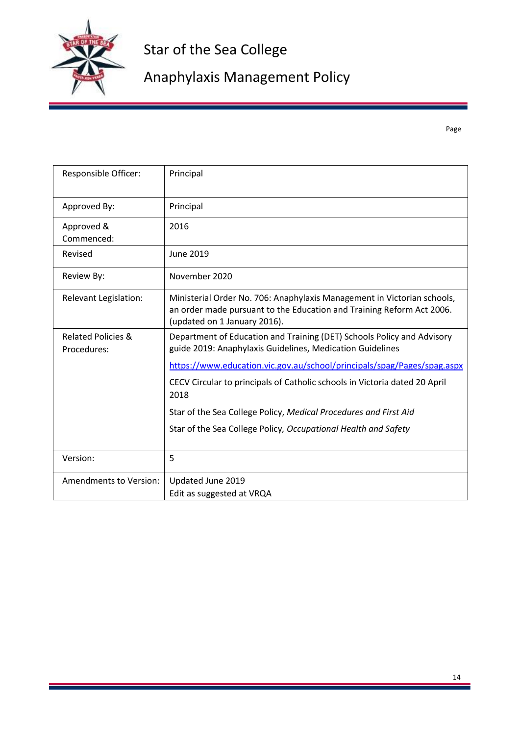# Star of the Sea College

# Anaphylaxis Management Policy

| | |
|---|---|
| Responsible Officer: | Principal |
| Approved By: | Principal |
| Approved & Commenced: | 2016 |
| Revised | June 2019 |
| Review By: | November 2020 |
| Relevant Legislation: | Ministerial Order No. 706: Anaphylaxis Management in Victorian schools, an order made pursuant to the Education and Training Reform Act 2006. (updated on 1 January 2016). |
| Related Policies & Procedures: | Department of Education and Training (DET) Schools Policy and Advisory guide 2019: Anaphylaxis Guidelines, Medication Guidelines<br>https://www.education.vic.gov.au/school/principals/spag/Pages/spag.aspx<br>CECV Circular to principals of Catholic schools in Victoria dated 20 April 2018<br>Star of the Sea College Policy, *Medical Procedures and First Aid*<br>Star of the Sea College Policy*, Occupational Health and Safety* |
| Version: | 5 |
| Amendments to Version: | Updated June 2019<br>Edit as suggested at VRQA |